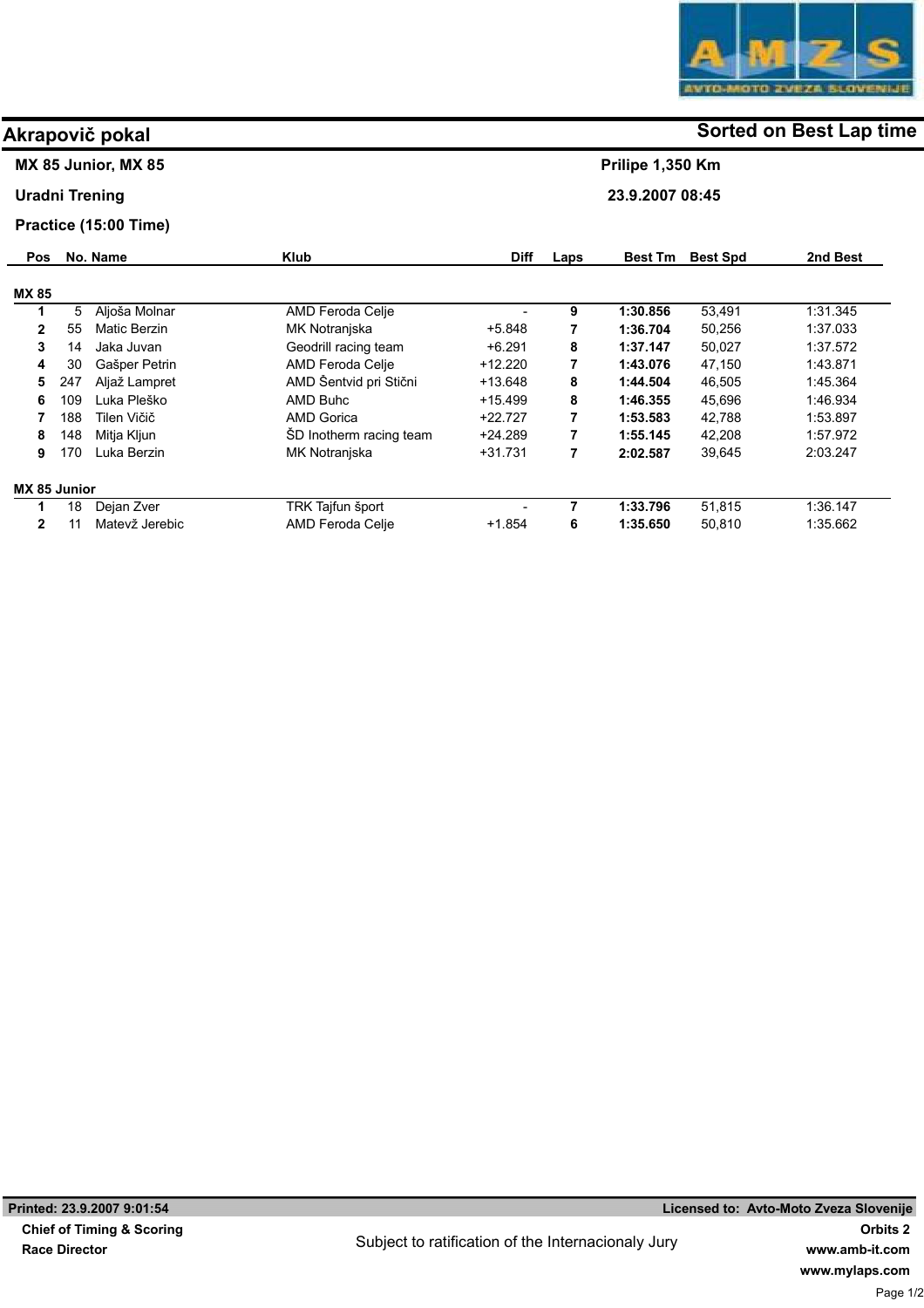# Akrapovič pokal

**Sorted on Best Lap time**

**MX 85 Junior, MX 85** — **Prilipe 1,350 Km**

**Uradni Trening** — **23.9.2007 08:45**

**Practice (15:00 Time)**

| Pos | No. | Name | Klub | Diff | Laps | Best Tm | Best Spd | 2nd Best |
|---|---|---|---|---|---|---|---|---|
| **MX 85** | | | | | | | | |
| **1** | 5 | Aljoša Molnar | AMD Feroda Celje | - | **9** | **1:30.856** | 53,491 | 1:31.345 |
| **2** | 55 | Matic Berzin | MK Notranjska | +5.848 | **7** | **1:36.704** | 50,256 | 1:37.033 |
| **3** | 14 | Jaka Juvan | Geodrill racing team | +6.291 | **8** | **1:37.147** | 50,027 | 1:37.572 |
| **4** | 30 | Gašper Petrin | AMD Feroda Celje | +12.220 | **7** | **1:43.076** | 47,150 | 1:43.871 |
| **5** | 247 | Aljaž Lampret | AMD Šentvid pri Stični | +13.648 | **8** | **1:44.504** | 46,505 | 1:45.364 |
| **6** | 109 | Luka Pleško | AMD Buhc | +15.499 | **8** | **1:46.355** | 45,696 | 1:46.934 |
| **7** | 188 | Tilen Vičič | AMD Gorica | +22.727 | **7** | **1:53.583** | 42,788 | 1:53.897 |
| **8** | 148 | Mitja Kljun | ŠD Inotherm racing team | +24.289 | **7** | **1:55.145** | 42,208 | 1:57.972 |
| **9** | 170 | Luka Berzin | MK Notranjska | +31.731 | **7** | **2:02.587** | 39,645 | 2:03.247 |
| **MX 85 Junior** | | | | | | | | |
| **1** | 18 | Dejan Zver | TRK Tajfun šport | - | **7** | **1:33.796** | 51,815 | 1:36.147 |
| **2** | 11 | Matevž Jerebic | AMD Feroda Celje | +1.854 | **6** | **1:35.650** | 50,810 | 1:35.662 |

**Printed: 23.9.2007 9:01:54** — **Licensed to: Avto-Moto Zveza Slovenije**

**Chief of Timing & Scoring**

**Race Director**

Subject to ratification of the Internacionaly Jury

**Orbits 2**

**www.amb-it.com**

**www.mylaps.com**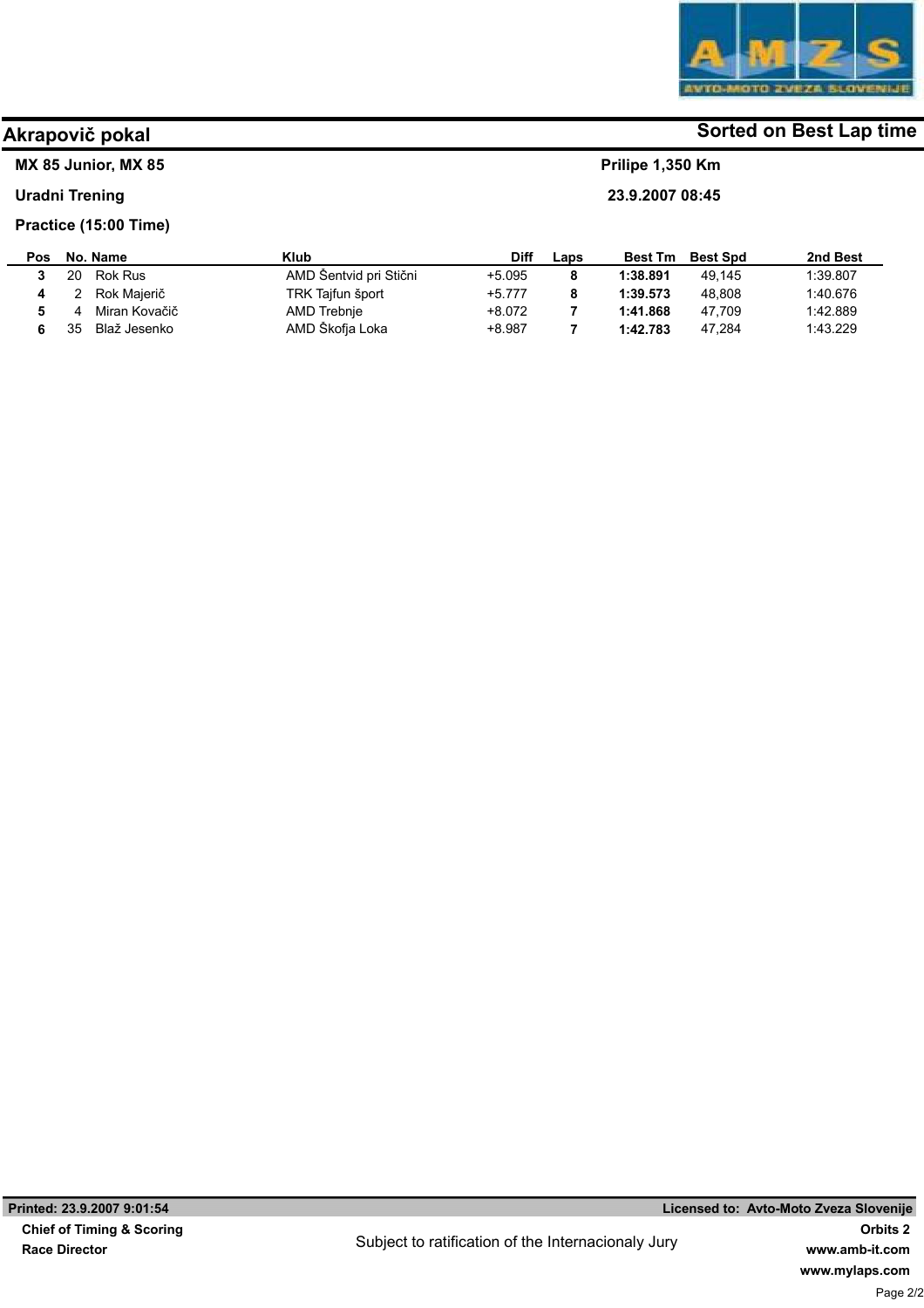# Akrapovič pokal

**Sorted on Best Lap time**

**MX 85 Junior, MX 85** | **Prilipe 1,350 Km**

**Uradni Trening** | **23.9.2007 08:45**

**Practice (15:00 Time)**

| Pos | No. | Name | Klub | Diff | Laps | Best Tm | Best Spd | 2nd Best |
|---|---|---|---|---|---|---|---|---|
| **3** | 20 | Rok Rus | AMD Šentvid pri Stični | +5.095 | **8** | **1:38.891** | 49,145 | 1:39.807 |
| **4** | 2 | Rok Majerič | TRK Tajfun šport | +5.777 | **8** | **1:39.573** | 48,808 | 1:40.676 |
| **5** | 4 | Miran Kovačič | AMD Trebnje | +8.072 | **7** | **1:41.868** | 47,709 | 1:42.889 |
| **6** | 35 | Blaž Jesenko | AMD Škofja Loka | +8.987 | **7** | **1:42.783** | 47,284 | 1:43.229 |

**Printed: 23.9.2007 9:01:54** | **Licensed to: Avto-Moto Zveza Slovenije**

**Chief of Timing & Scoring**

**Race Director**

Subject to ratification of the Internacionaly Jury

**Orbits 2**

**www.amb-it.com**

**www.mylaps.com**